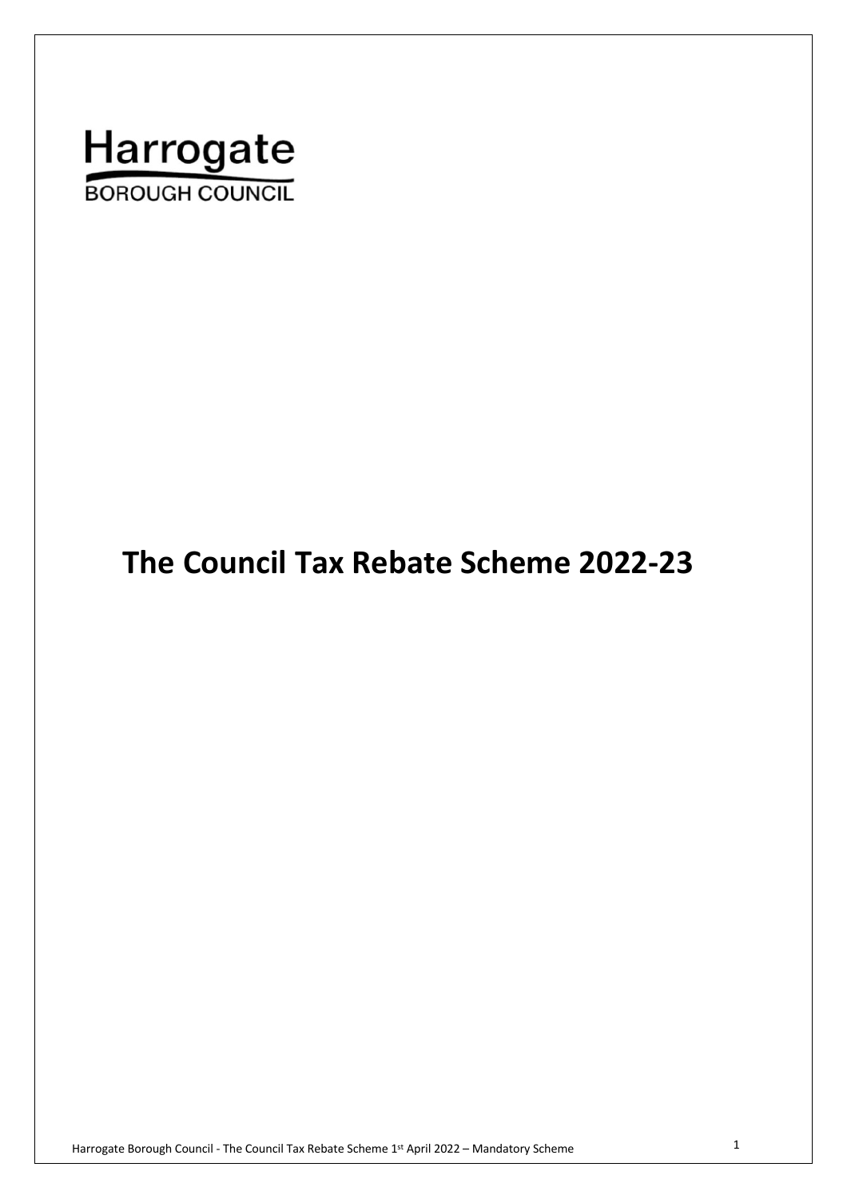Harrogate
BOROUGH COUNCIL

# The Council Tax Rebate Scheme 2022-23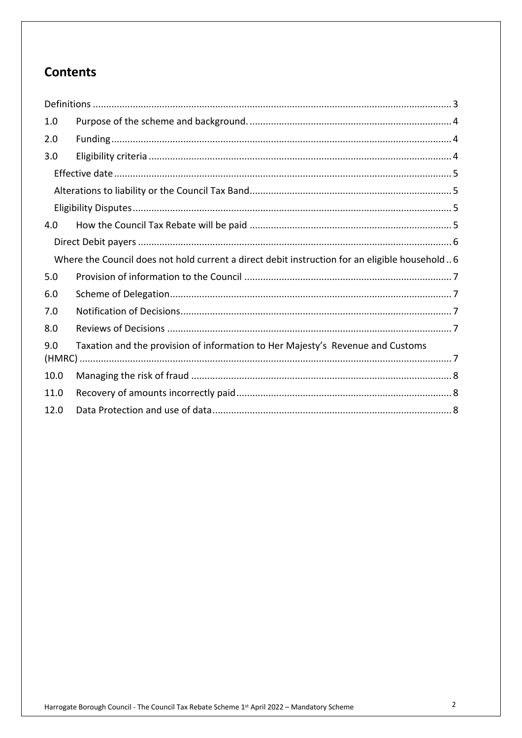## Contents

- Definitions ..... 3
- 1.0 Purpose of the scheme and background. ..... 4
- 2.0 Funding ..... 4
- 3.0 Eligibility criteria ..... 4
  - Effective date ..... 5
  - Alterations to liability or the Council Tax Band ..... 5
  - Eligibility Disputes ..... 5
- 4.0 How the Council Tax Rebate will be paid ..... 5
  - Direct Debit payers ..... 6
  - Where the Council does not hold current a direct debit instruction for an eligible household .. 6
- 5.0 Provision of information to the Council ..... 7
- 6.0 Scheme of Delegation ..... 7
- 7.0 Notification of Decisions ..... 7
- 8.0 Reviews of Decisions ..... 7
- 9.0 Taxation and the provision of information to Her Majesty's Revenue and Customs (HMRC) ..... 7
- 10.0 Managing the risk of fraud ..... 8
- 11.0 Recovery of amounts incorrectly paid ..... 8
- 12.0 Data Protection and use of data ..... 8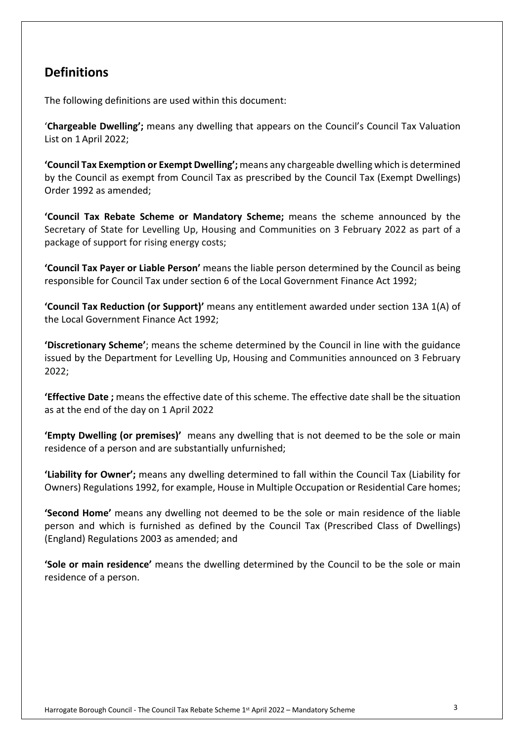## Definitions

The following definitions are used within this document:

'**Chargeable Dwelling';** means any dwelling that appears on the Council's Council Tax Valuation List on 1 April 2022;

**'Council Tax Exemption or Exempt Dwelling';** means any chargeable dwelling which is determined by the Council as exempt from Council Tax as prescribed by the Council Tax (Exempt Dwellings) Order 1992 as amended;

**'Council Tax Rebate Scheme or Mandatory Scheme;** means the scheme announced by the Secretary of State for Levelling Up, Housing and Communities on 3 February 2022 as part of a package of support for rising energy costs;

**'Council Tax Payer or Liable Person'** means the liable person determined by the Council as being responsible for Council Tax under section 6 of the Local Government Finance Act 1992;

**'Council Tax Reduction (or Support)'** means any entitlement awarded under section 13A 1(A) of the Local Government Finance Act 1992;

**'Discretionary Scheme'**; means the scheme determined by the Council in line with the guidance issued by the Department for Levelling Up, Housing and Communities announced on 3 February 2022;

**'Effective Date ;** means the effective date of this scheme. The effective date shall be the situation as at the end of the day on 1 April 2022

**'Empty Dwelling (or premises)'** means any dwelling that is not deemed to be the sole or main residence of a person and are substantially unfurnished;

**'Liability for Owner';** means any dwelling determined to fall within the Council Tax (Liability for Owners) Regulations 1992, for example, House in Multiple Occupation or Residential Care homes;

**'Second Home'** means any dwelling not deemed to be the sole or main residence of the liable person and which is furnished as defined by the Council Tax (Prescribed Class of Dwellings) (England) Regulations 2003 as amended; and

**'Sole or main residence'** means the dwelling determined by the Council to be the sole or main residence of a person.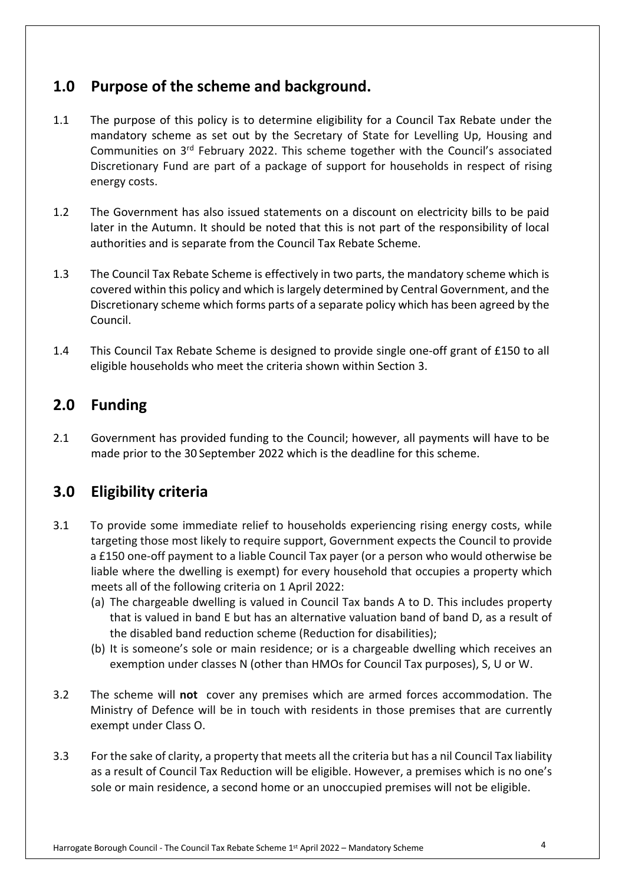## 1.0 Purpose of the scheme and background.

1.1 The purpose of this policy is to determine eligibility for a Council Tax Rebate under the mandatory scheme as set out by the Secretary of State for Levelling Up, Housing and Communities on 3rd February 2022. This scheme together with the Council's associated Discretionary Fund are part of a package of support for households in respect of rising energy costs.

1.2 The Government has also issued statements on a discount on electricity bills to be paid later in the Autumn. It should be noted that this is not part of the responsibility of local authorities and is separate from the Council Tax Rebate Scheme.

1.3 The Council Tax Rebate Scheme is effectively in two parts, the mandatory scheme which is covered within this policy and which is largely determined by Central Government, and the Discretionary scheme which forms parts of a separate policy which has been agreed by the Council.

1.4 This Council Tax Rebate Scheme is designed to provide single one-off grant of £150 to all eligible households who meet the criteria shown within Section 3.

## 2.0 Funding

2.1 Government has provided funding to the Council; however, all payments will have to be made prior to the 30 September 2022 which is the deadline for this scheme.

## 3.0 Eligibility criteria

3.1 To provide some immediate relief to households experiencing rising energy costs, while targeting those most likely to require support, Government expects the Council to provide a £150 one-off payment to a liable Council Tax payer (or a person who would otherwise be liable where the dwelling is exempt) for every household that occupies a property which meets all of the following criteria on 1 April 2022:

(a) The chargeable dwelling is valued in Council Tax bands A to D. This includes property that is valued in band E but has an alternative valuation band of band D, as a result of the disabled band reduction scheme (Reduction for disabilities);

(b) It is someone's sole or main residence; or is a chargeable dwelling which receives an exemption under classes N (other than HMOs for Council Tax purposes), S, U or W.

3.2 The scheme will **not** cover any premises which are armed forces accommodation. The Ministry of Defence will be in touch with residents in those premises that are currently exempt under Class O.

3.3 For the sake of clarity, a property that meets all the criteria but has a nil Council Tax liability as a result of Council Tax Reduction will be eligible. However, a premises which is no one's sole or main residence, a second home or an unoccupied premises will not be eligible.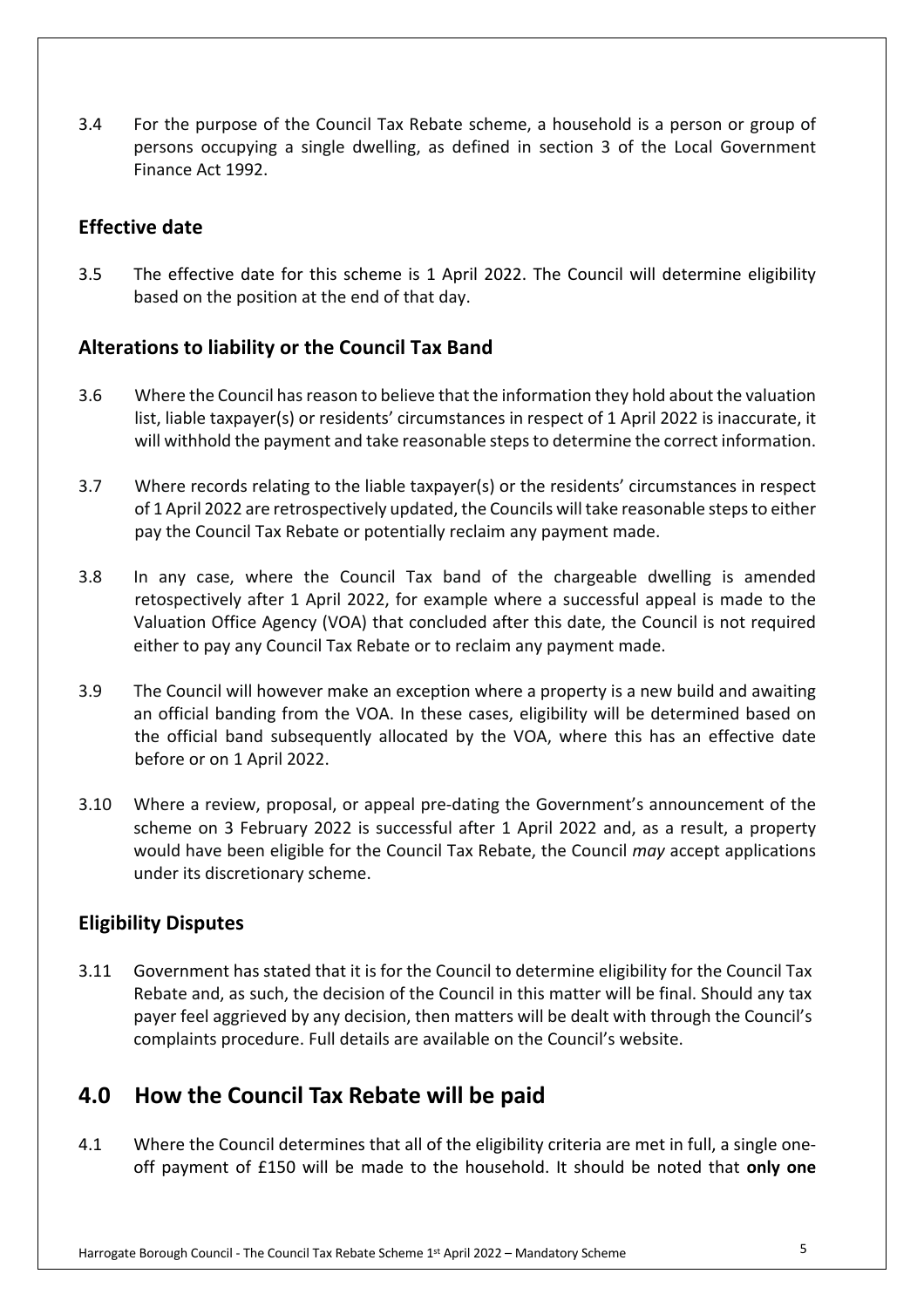3.4 For the purpose of the Council Tax Rebate scheme, a household is a person or group of persons occupying a single dwelling, as defined in section 3 of the Local Government Finance Act 1992.

### Effective date

3.5 The effective date for this scheme is 1 April 2022. The Council will determine eligibility based on the position at the end of that day.

### Alterations to liability or the Council Tax Band

3.6 Where the Council has reason to believe that the information they hold about the valuation list, liable taxpayer(s) or residents' circumstances in respect of 1 April 2022 is inaccurate, it will withhold the payment and take reasonable steps to determine the correct information.

3.7 Where records relating to the liable taxpayer(s) or the residents' circumstances in respect of 1 April 2022 are retrospectively updated, the Councils will take reasonable steps to either pay the Council Tax Rebate or potentially reclaim any payment made.

3.8 In any case, where the Council Tax band of the chargeable dwelling is amended retospectively after 1 April 2022, for example where a successful appeal is made to the Valuation Office Agency (VOA) that concluded after this date, the Council is not required either to pay any Council Tax Rebate or to reclaim any payment made.

3.9 The Council will however make an exception where a property is a new build and awaiting an official banding from the VOA. In these cases, eligibility will be determined based on the official band subsequently allocated by the VOA, where this has an effective date before or on 1 April 2022.

3.10 Where a review, proposal, or appeal pre-dating the Government's announcement of the scheme on 3 February 2022 is successful after 1 April 2022 and, as a result, a property would have been eligible for the Council Tax Rebate, the Council *may* accept applications under its discretionary scheme.

### Eligibility Disputes

3.11 Government has stated that it is for the Council to determine eligibility for the Council Tax Rebate and, as such, the decision of the Council in this matter will be final. Should any tax payer feel aggrieved by any decision, then matters will be dealt with through the Council's complaints procedure. Full details are available on the Council's website.

## 4.0 How the Council Tax Rebate will be paid

4.1 Where the Council determines that all of the eligibility criteria are met in full, a single one-off payment of £150 will be made to the household. It should be noted that **only one**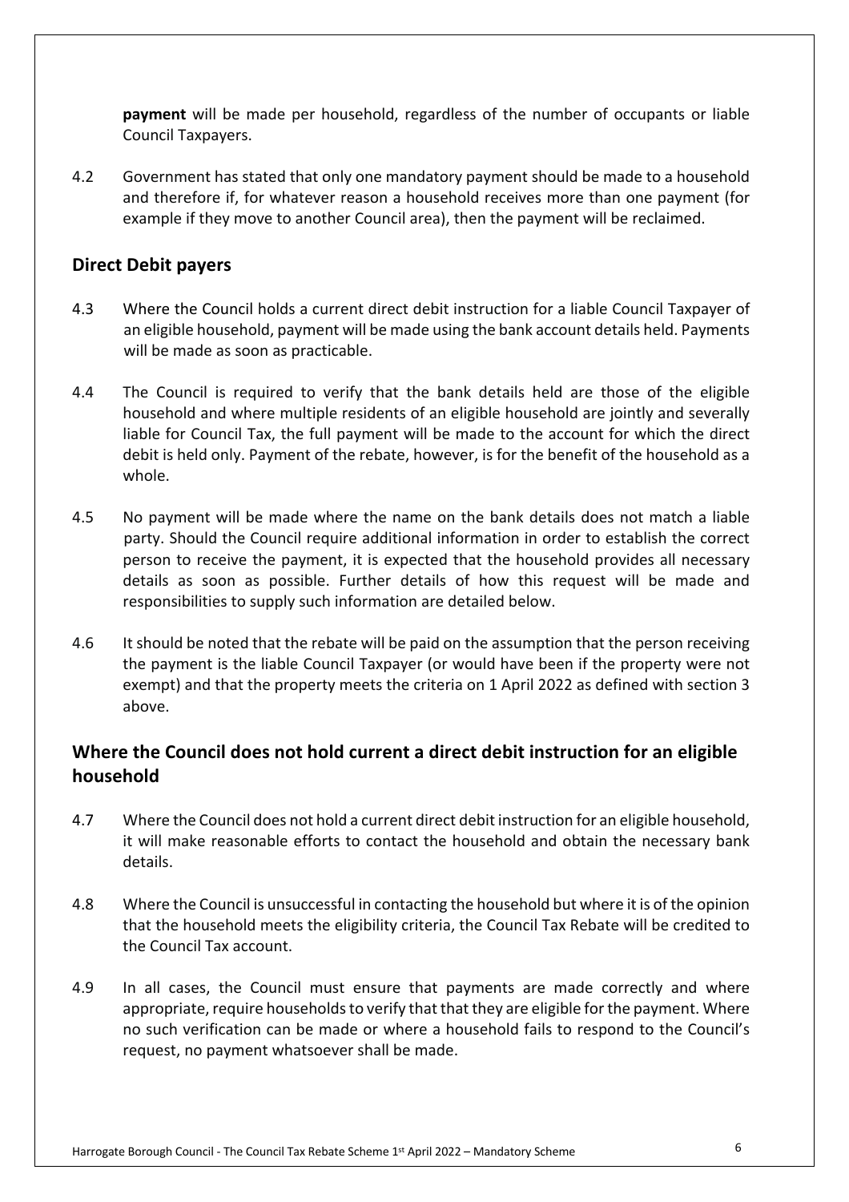**payment** will be made per household, regardless of the number of occupants or liable Council Taxpayers.

4.2 Government has stated that only one mandatory payment should be made to a household and therefore if, for whatever reason a household receives more than one payment (for example if they move to another Council area), then the payment will be reclaimed.

## Direct Debit payers

4.3 Where the Council holds a current direct debit instruction for a liable Council Taxpayer of an eligible household, payment will be made using the bank account details held. Payments will be made as soon as practicable.

4.4 The Council is required to verify that the bank details held are those of the eligible household and where multiple residents of an eligible household are jointly and severally liable for Council Tax, the full payment will be made to the account for which the direct debit is held only. Payment of the rebate, however, is for the benefit of the household as a whole.

4.5 No payment will be made where the name on the bank details does not match a liable party. Should the Council require additional information in order to establish the correct person to receive the payment, it is expected that the household provides all necessary details as soon as possible. Further details of how this request will be made and responsibilities to supply such information are detailed below.

4.6 It should be noted that the rebate will be paid on the assumption that the person receiving the payment is the liable Council Taxpayer (or would have been if the property were not exempt) and that the property meets the criteria on 1 April 2022 as defined with section 3 above.

## Where the Council does not hold current a direct debit instruction for an eligible household

4.7 Where the Council does not hold a current direct debit instruction for an eligible household, it will make reasonable efforts to contact the household and obtain the necessary bank details.

4.8 Where the Council is unsuccessful in contacting the household but where it is of the opinion that the household meets the eligibility criteria, the Council Tax Rebate will be credited to the Council Tax account.

4.9 In all cases, the Council must ensure that payments are made correctly and where appropriate, require households to verify that that they are eligible for the payment. Where no such verification can be made or where a household fails to respond to the Council's request, no payment whatsoever shall be made.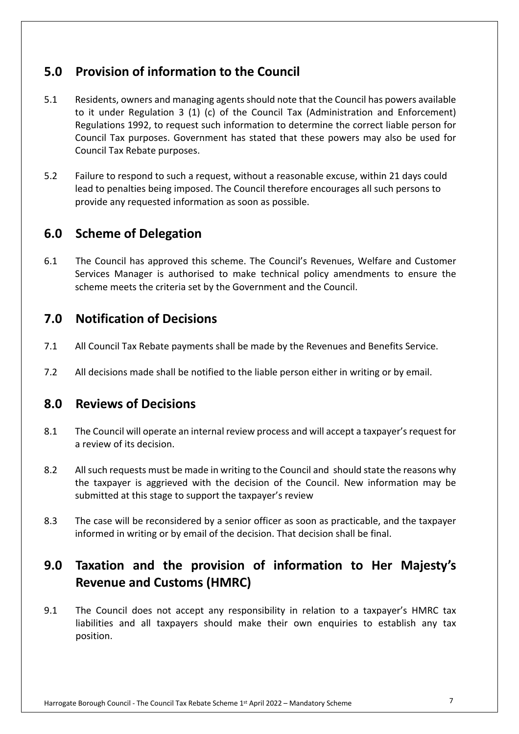## 5.0 Provision of information to the Council

5.1 Residents, owners and managing agents should note that the Council has powers available to it under Regulation 3 (1) (c) of the Council Tax (Administration and Enforcement) Regulations 1992, to request such information to determine the correct liable person for Council Tax purposes. Government has stated that these powers may also be used for Council Tax Rebate purposes.

5.2 Failure to respond to such a request, without a reasonable excuse, within 21 days could lead to penalties being imposed. The Council therefore encourages all such persons to provide any requested information as soon as possible.

## 6.0 Scheme of Delegation

6.1 The Council has approved this scheme. The Council's Revenues, Welfare and Customer Services Manager is authorised to make technical policy amendments to ensure the scheme meets the criteria set by the Government and the Council.

## 7.0 Notification of Decisions

7.1 All Council Tax Rebate payments shall be made by the Revenues and Benefits Service.

7.2 All decisions made shall be notified to the liable person either in writing or by email.

## 8.0 Reviews of Decisions

8.1 The Council will operate an internal review process and will accept a taxpayer's request for a review of its decision.

8.2 All such requests must be made in writing to the Council and should state the reasons why the taxpayer is aggrieved with the decision of the Council. New information may be submitted at this stage to support the taxpayer's review

8.3 The case will be reconsidered by a senior officer as soon as practicable, and the taxpayer informed in writing or by email of the decision. That decision shall be final.

## 9.0 Taxation and the provision of information to Her Majesty's Revenue and Customs (HMRC)

9.1 The Council does not accept any responsibility in relation to a taxpayer's HMRC tax liabilities and all taxpayers should make their own enquiries to establish any tax position.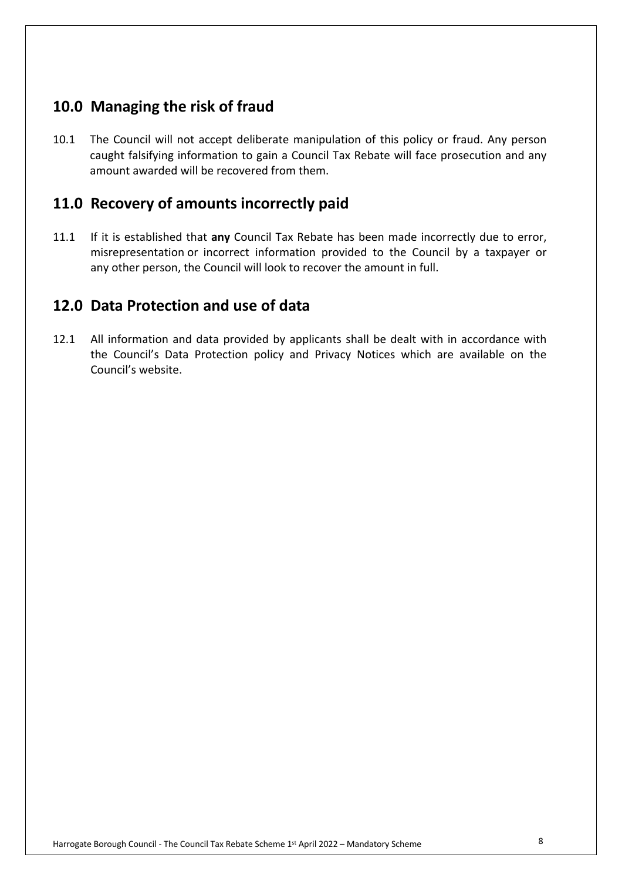## 10.0 Managing the risk of fraud

10.1 The Council will not accept deliberate manipulation of this policy or fraud. Any person caught falsifying information to gain a Council Tax Rebate will face prosecution and any amount awarded will be recovered from them.

## 11.0 Recovery of amounts incorrectly paid

11.1 If it is established that **any** Council Tax Rebate has been made incorrectly due to error, misrepresentation or incorrect information provided to the Council by a taxpayer or any other person, the Council will look to recover the amount in full.

## 12.0 Data Protection and use of data

12.1 All information and data provided by applicants shall be dealt with in accordance with the Council's Data Protection policy and Privacy Notices which are available on the Council's website.